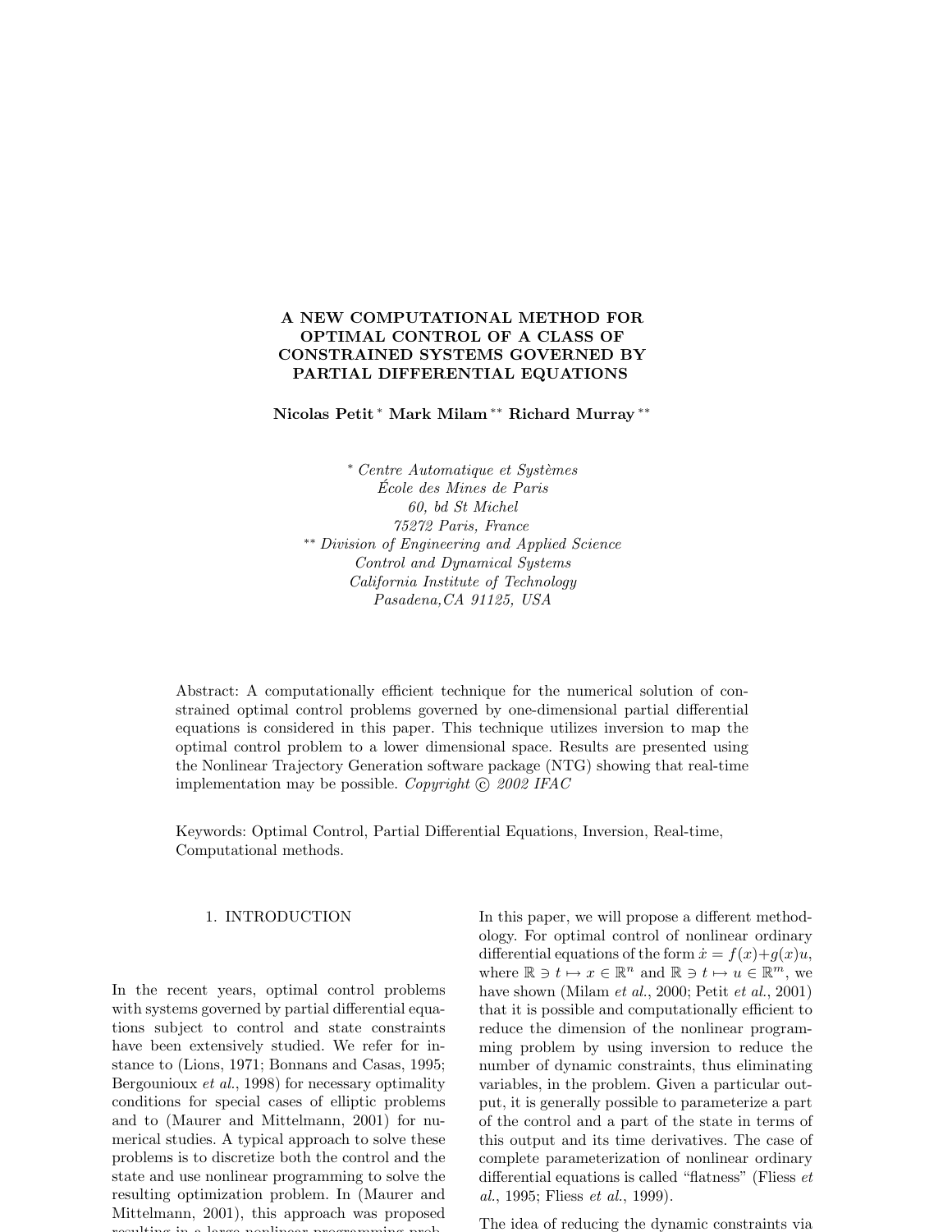# A NEW COMPUTATIONAL METHOD FOR OPTIMAL CONTROL OF A CLASS OF CONSTRAINED SYSTEMS GOVERNED BY PARTIAL DIFFERENTIAL EQUATIONS

**Nicolas Petit** [*] **Mark Milam** [**] **Richard Murray** [**]

[*] *Centre Automatique et Systèmes*
*École des Mines de Paris*
*60, bd St Michel*
*75272 Paris, France*

[**] *Division of Engineering and Applied Science*
*Control and Dynamical Systems*
*California Institute of Technology*
*Pasadena,CA 91125, USA*

Abstract: A computationally efficient technique for the numerical solution of constrained optimal control problems governed by one-dimensional partial differential equations is considered in this paper. This technique utilizes inversion to map the optimal control problem to a lower dimensional space. Results are presented using the Nonlinear Trajectory Generation software package (NTG) showing that real-time implementation may be possible. *Copyright © 2002 IFAC*

Keywords: Optimal Control, Partial Differential Equations, Inversion, Real-time, Computational methods.

## 1. INTRODUCTION

In the recent years, optimal control problems with systems governed by partial differential equations subject to control and state constraints have been extensively studied. We refer for instance to (Lions, 1971; Bonnans and Casas, 1995; Bergounioux *et al.*, 1998) for necessary optimality conditions for special cases of elliptic problems and to (Maurer and Mittelmann, 2001) for numerical studies. A typical approach to solve these problems is to discretize both the control and the state and use nonlinear programming to solve the resulting optimization problem. In (Maurer and Mittelmann, 2001), this approach was proposed resulting in a large nonlinear programming prob-

In this paper, we will propose a different methodology. For optimal control of nonlinear ordinary differential equations of the form $\dot{x} = f(x)+g(x)u$, where $\mathbb{R} \ni t \mapsto x \in \mathbb{R}^n$ and $\mathbb{R} \ni t \mapsto u \in \mathbb{R}^m$, we have shown (Milam *et al.*, 2000; Petit *et al.*, 2001) that it is possible and computationally efficient to reduce the dimension of the nonlinear programming problem by using inversion to reduce the number of dynamic constraints, thus eliminating variables, in the problem. Given a particular output, it is generally possible to parameterize a part of the control and a part of the state in terms of this output and its time derivatives. The case of complete parameterization of nonlinear ordinary differential equations is called "flatness" (Fliess *et al.*, 1995; Fliess *et al.*, 1999).

The idea of reducing the dynamic constraints via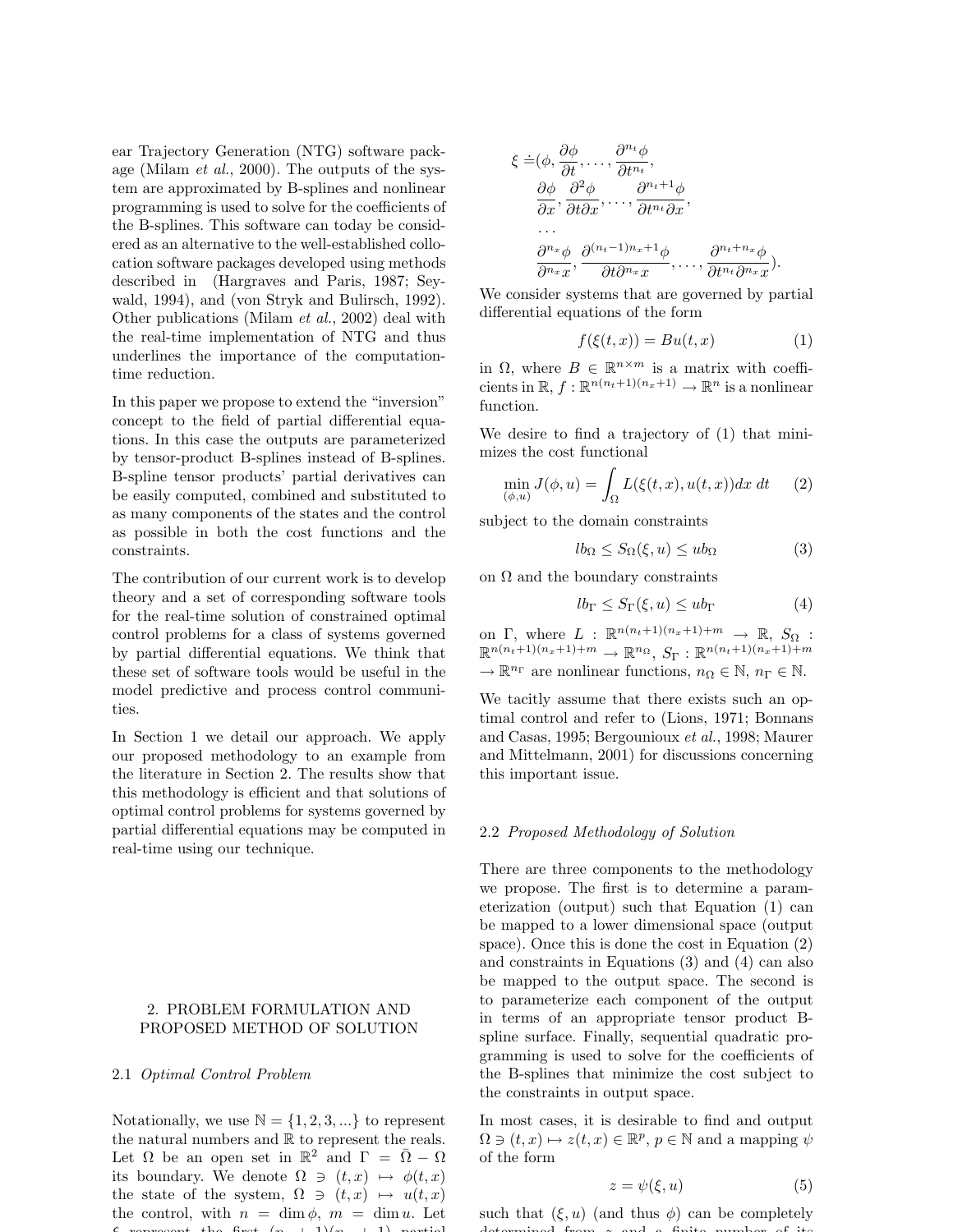ear Trajectory Generation (NTG) software package (Milam *et al.*, 2000). The outputs of the system are approximated by B-splines and nonlinear programming is used to solve for the coefficients of the B-splines. This software can today be considered as an alternative to the well-established collocation software packages developed using methods described in (Hargraves and Paris, 1987; Seywald, 1994), and (von Stryk and Bulirsch, 1992). Other publications (Milam *et al.*, 2002) deal with the real-time implementation of NTG and thus underlines the importance of the computation-time reduction.

In this paper we propose to extend the "inversion" concept to the field of partial differential equations. In this case the outputs are parameterized by tensor-product B-splines instead of B-splines. B-spline tensor products' partial derivatives can be easily computed, combined and substituted to as many components of the states and the control as possible in both the cost functions and the constraints.

The contribution of our current work is to develop theory and a set of corresponding software tools for the real-time solution of constrained optimal control problems for a class of systems governed by partial differential equations. We think that these set of software tools would be useful in the model predictive and process control communities.

In Section 1 we detail our approach. We apply our proposed methodology to an example from the literature in Section 2. The results show that this methodology is efficient and that solutions of optimal control problems for systems governed by partial differential equations may be computed in real-time using our technique.

## 2. PROBLEM FORMULATION AND PROPOSED METHOD OF SOLUTION

### 2.1 *Optimal Control Problem*

Notationally, we use $\mathbb{N} = \{1, 2, 3, ...\}$ to represent the natural numbers and $\mathbb{R}$ to represent the reals. Let $\Omega$ be an open set in $\mathbb{R}^2$ and $\Gamma = \bar{\Omega} - \Omega$ its boundary. We denote $\Omega \ni (t,x) \mapsto \phi(t,x)$ the state of the system, $\Omega \ni (t,x) \mapsto u(t,x)$ the control, with $n = \dim \phi$, $m = \dim u$. Let $\xi$ represent the first $(n_t+1)(n_x+1)$ partial

$$
\begin{aligned}
\xi \doteq (&\phi, \frac{\partial \phi}{\partial t}, \ldots, \frac{\partial^{n_t} \phi}{\partial t^{n_t}},\\
&\frac{\partial \phi}{\partial x}, \frac{\partial^2 \phi}{\partial t \partial x}, \ldots, \frac{\partial^{n_t+1} \phi}{\partial t^{n_t} \partial x},\\
&\ldots\\
&\frac{\partial^{n_x} \phi}{\partial^{n_x} x}, \frac{\partial^{(n_t-1)n_x+1} \phi}{\partial t \partial^{n_x} x}, \ldots, \frac{\partial^{n_t+n_x} \phi}{\partial t^{n_t} \partial^{n_x} x}).
\end{aligned}
$$

We consider systems that are governed by partial differential equations of the form

$$f(\xi(t,x)) = Bu(t,x) \tag{1}$$

in $\Omega$, where $B \in \mathbb{R}^{n \times m}$ is a matrix with coefficients in $\mathbb{R}$, $f : \mathbb{R}^{n(n_t+1)(n_x+1)} \to \mathbb{R}^n$ is a nonlinear function.

We desire to find a trajectory of (1) that minimizes the cost functional

$$\min_{(\phi,u)} J(\phi, u) = \int_\Omega L(\xi(t,x), u(t,x))dx\, dt \tag{2}$$

subject to the domain constraints

$$lb_\Omega \leq S_\Omega(\xi, u) \leq ub_\Omega \tag{3}$$

on $\Omega$ and the boundary constraints

$$lb_\Gamma \leq S_\Gamma(\xi, u) \leq ub_\Gamma \tag{4}$$

on $\Gamma$, where $L : \mathbb{R}^{n(n_t+1)(n_x+1)+m} \to \mathbb{R}$, $S_\Omega : \mathbb{R}^{n(n_t+1)(n_x+1)+m} \to \mathbb{R}^{n_\Omega}$, $S_\Gamma : \mathbb{R}^{n(n_t+1)(n_x+1)+m} \to \mathbb{R}^{n_\Gamma}$ are nonlinear functions, $n_\Omega \in \mathbb{N}$, $n_\Gamma \in \mathbb{N}$.

We tacitly assume that there exists such an optimal control and refer to (Lions, 1971; Bonnans and Casas, 1995; Bergounioux *et al.*, 1998; Maurer and Mittelmann, 2001) for discussions concerning this important issue.

### 2.2 *Proposed Methodology of Solution*

There are three components to the methodology we propose. The first is to determine a parameterization (output) such that Equation (1) can be mapped to a lower dimensional space (output space). Once this is done the cost in Equation (2) and constraints in Equations (3) and (4) can also be mapped to the output space. The second is to parameterize each component of the output in terms of an appropriate tensor product B-spline surface. Finally, sequential quadratic programming is used to solve for the coefficients of the B-splines that minimize the cost subject to the constraints in output space.

In most cases, it is desirable to find and output $\Omega \ni (t,x) \mapsto z(t,x) \in \mathbb{R}^p$, $p \in \mathbb{N}$ and a mapping $\psi$ of the form

$$z = \psi(\xi, u) \tag{5}$$

such that $(\xi, u)$ (and thus $\phi$) can be completely determined from $z$ and a finite number of its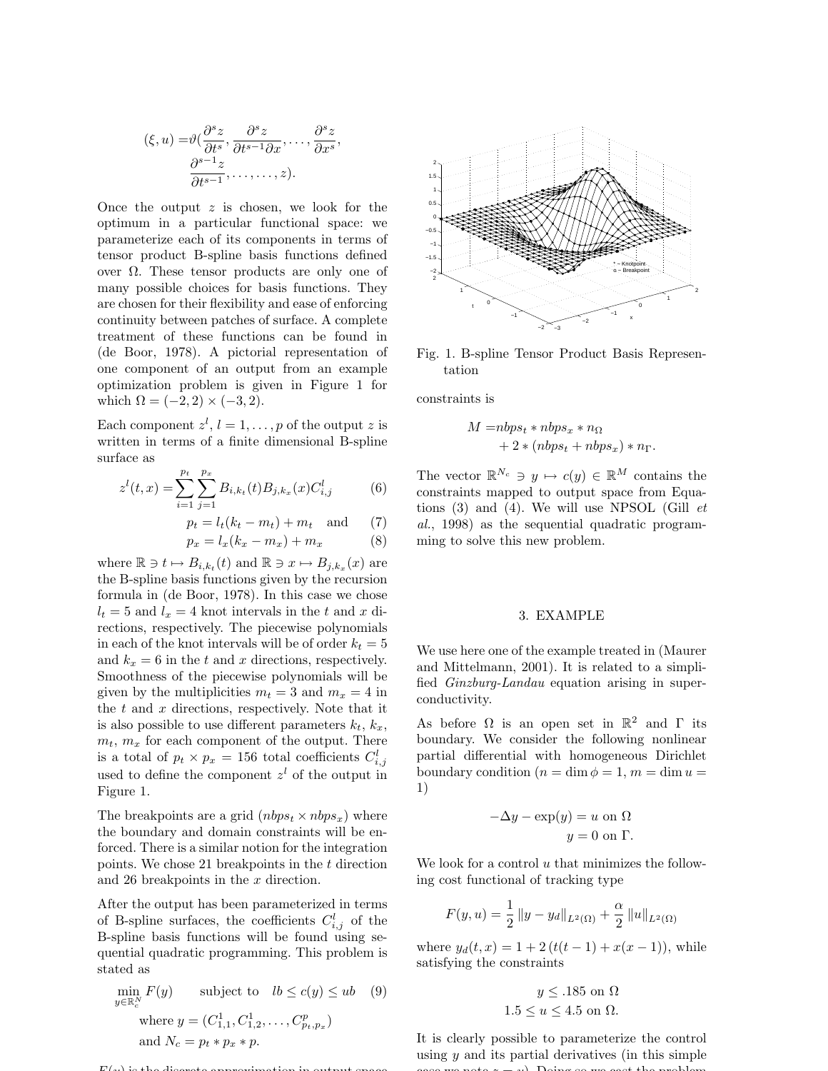$$(\xi, u) = \vartheta(\frac{\partial^s z}{\partial t^s}, \frac{\partial^s z}{\partial t^{s-1}\partial x}, \ldots, \frac{\partial^s z}{\partial x^s}, \frac{\partial^{s-1} z}{\partial t^{s-1}}, \ldots, \ldots, \ldots, z).$$

Once the output $z$ is chosen, we look for the optimum in a particular functional space: we parameterize each of its components in terms of tensor product B-spline basis functions defined over $\Omega$. These tensor products are only one of many possible choices for basis functions. They are chosen for their flexibility and ease of enforcing continuity between patches of surface. A complete treatment of these functions can be found in (de Boor, 1978). A pictorial representation of one component of an output from an example optimization problem is given in Figure 1 for which $\Omega = (-2, 2) \times (-3, 2)$.

Each component $z^l$, $l = 1, \ldots, p$ of the output $z$ is written in terms of a finite dimensional B-spline surface as

$$z^l(t, x) = \sum_{i=1}^{p_t} \sum_{j=1}^{p_x} B_{i,k_t}(t) B_{j,k_x}(x) C^l_{i,j} \tag{6}$$

$$p_t = l_t(k_t - m_t) + m_t \quad \text{and} \tag{7}$$

$$p_x = l_x(k_x - m_x) + m_x \tag{8}$$

where $\mathbb{R} \ni t \mapsto B_{i,k_t}(t)$ and $\mathbb{R} \ni x \mapsto B_{j,k_x}(x)$ are the B-spline basis functions given by the recursion formula in (de Boor, 1978). In this case we chose $l_t = 5$ and $l_x = 4$ knot intervals in the $t$ and $x$ directions, respectively. The piecewise polynomials in each of the knot intervals will be of order $k_t = 5$ and $k_x = 6$ in the $t$ and $x$ directions, respectively. Smoothness of the piecewise polynomials will be given by the multiplicities $m_t = 3$ and $m_x = 4$ in the $t$ and $x$ directions, respectively. Note that it is also possible to use different parameters $k_t$, $k_x$, $m_t$, $m_x$ for each component of the output. There is a total of $p_t \times p_x = 156$ total coefficients $C^l_{i,j}$ used to define the component $z^l$ of the output in Figure 1.

The breakpoints are a grid ($nbps_t \times nbps_x$) where the boundary and domain constraints will be enforced. There is a similar notion for the integration points. We chose 21 breakpoints in the $t$ direction and 26 breakpoints in the $x$ direction.

After the output has been parameterized in terms of B-spline surfaces, the coefficients $C^l_{i,j}$ of the B-spline basis functions will be found using sequential quadratic programming. This problem is stated as

$$\min_{y \in \mathbb{R}^N_c} F(y) \qquad \text{subject to} \quad lb \leq c(y) \leq ub \tag{9}$$

$$\text{where } y = (C^1_{1,1}, C^1_{1,2}, \ldots, C^p_{p_t,p_x})$$

$$\text{and } N_c = p_t * p_x * p.$$

$F(y)$ is the discrete approximation in output space

Fig. 1. B-spline Tensor Product Basis Representation

constraints is

$$M = nbps_t * nbps_x * n_\Omega + 2 * (nbps_t + nbps_x) * n_\Gamma.$$

The vector $\mathbb{R}^{N_c} \ni y \mapsto c(y) \in \mathbb{R}^M$ contains the constraints mapped to output space from Equations (3) and (4). We will use NPSOL (Gill *et al.*, 1998) as the sequential quadratic programming to solve this new problem.

## 3. EXAMPLE

We use here one of the example treated in (Maurer and Mittelmann, 2001). It is related to a simplified *Ginzburg-Landau* equation arising in superconductivity.

As before $\Omega$ is an open set in $\mathbb{R}^2$ and $\Gamma$ its boundary. We consider the following nonlinear partial differential with homogeneous Dirichlet boundary condition ($n = \dim \phi = 1$, $m = \dim u = 1$)

$$-\Delta y - \exp(y) = u \text{ on } \Omega$$

$$y = 0 \text{ on } \Gamma.$$

We look for a control $u$ that minimizes the following cost functional of tracking type

$$F(y, u) = \frac{1}{2} \|y - y_d\|_{L^2(\Omega)} + \frac{\alpha}{2} \|u\|_{L^2(\Omega)}$$

where $y_d(t, x) = 1 + 2(t(t-1) + x(x-1))$, while satisfying the constraints

$$y \leq .185 \text{ on } \Omega$$

$$1.5 \leq u \leq 4.5 \text{ on } \Omega.$$

It is clearly possible to parameterize the control using $y$ and its partial derivatives (in this simple case we note $z = y$). Doing so we cast the problem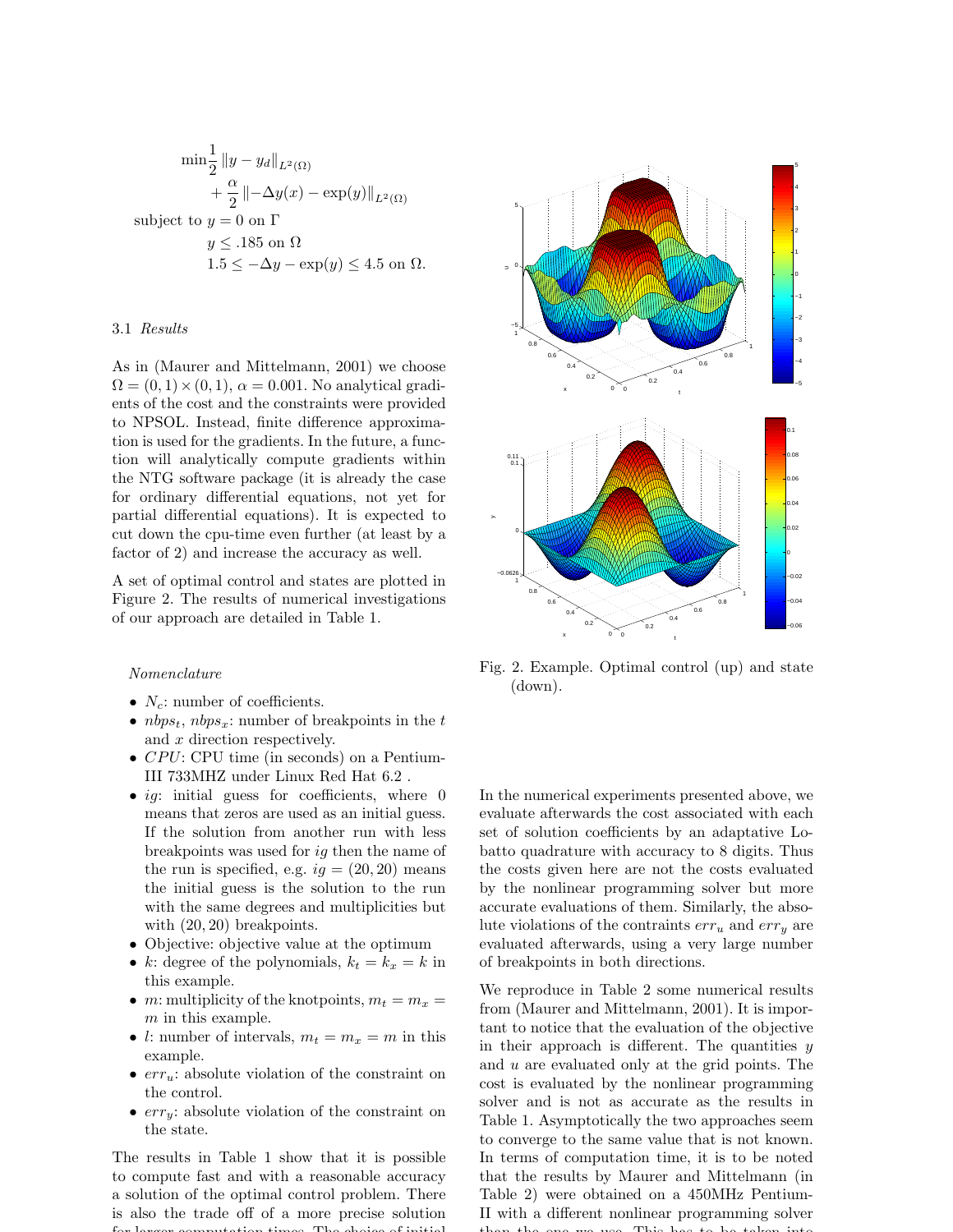$$
\begin{aligned}
&\min \frac{1}{2} \|y - y_d\|_{L^2(\Omega)} \\
&\qquad + \frac{\alpha}{2} \|-\Delta y(x) - \exp(y)\|_{L^2(\Omega)} \\
&\text{subject to } y = 0 \text{ on } \Gamma \\
&\qquad y \leq .185 \text{ on } \Omega \\
&\qquad 1.5 \leq -\Delta y - \exp(y) \leq 4.5 \text{ on } \Omega.
\end{aligned}
$$

### 3.1 *Results*

As in (Maurer and Mittelmann, 2001) we choose $\Omega = (0,1) \times (0,1)$, $\alpha = 0.001$. No analytical gradients of the cost and the constraints were provided to NPSOL. Instead, finite difference approximation is used for the gradients. In the future, a function will analytically compute gradients within the NTG software package (it is already the case for ordinary differential equations, not yet for partial differential equations). It is expected to cut down the cpu-time even further (at least by a factor of 2) and increase the accuracy as well.

A set of optimal control and states are plotted in Figure 2. The results of numerical investigations of our approach are detailed in Table 1.

*Nomenclature*

- $N_c$: number of coefficients.
- $nbps_t$, $nbps_x$: number of breakpoints in the $t$ and $x$ direction respectively.
- $CPU$: CPU time (in seconds) on a Pentium-III 733MHZ under Linux Red Hat 6.2 .
- $ig$: initial guess for coefficients, where 0 means that zeros are used as an initial guess. If the solution from another run with less breakpoints was used for $ig$ then the name of the run is specified, e.g. $ig = (20, 20)$ means the initial guess is the solution to the run with the same degrees and multiplicities but with $(20, 20)$ breakpoints.
- Objective: objective value at the optimum
- $k$: degree of the polynomials, $k_t = k_x = k$ in this example.
- $m$: multiplicity of the knotpoints, $m_t = m_x = m$ in this example.
- $l$: number of intervals, $m_t = m_x = m$ in this example.
- $err_u$: absolute violation of the constraint on the control.
- $err_y$: absolute violation of the constraint on the state.

The results in Table 1 show that it is possible to compute fast and with a reasonable accuracy a solution of the optimal control problem. There is also the trade off of a more precise solution for larger computation times. The choice of initial

Fig. 2. Example. Optimal control (up) and state (down).

In the numerical experiments presented above, we evaluate afterwards the cost associated with each set of solution coefficients by an adaptative Lobatto quadrature with accuracy to 8 digits. Thus the costs given here are not the costs evaluated by the nonlinear programming solver but more accurate evaluations of them. Similarly, the absolute violations of the contraints $err_u$ and $err_y$ are evaluated afterwards, using a very large number of breakpoints in both directions.

We reproduce in Table 2 some numerical results from (Maurer and Mittelmann, 2001). It is important to notice that the evaluation of the objective in their approach is different. The quantities $y$ and $u$ are evaluated only at the grid points. The cost is evaluated by the nonlinear programming solver and is not as accurate as the results in Table 1. Asymptotically the two approaches seem to converge to the same value that is not known. In terms of computation time, it is to be noted that the results by Maurer and Mittelmann (in Table 2) were obtained on a 450MHz Pentium-II with a different nonlinear programming solver than the one we use. This has to be taken into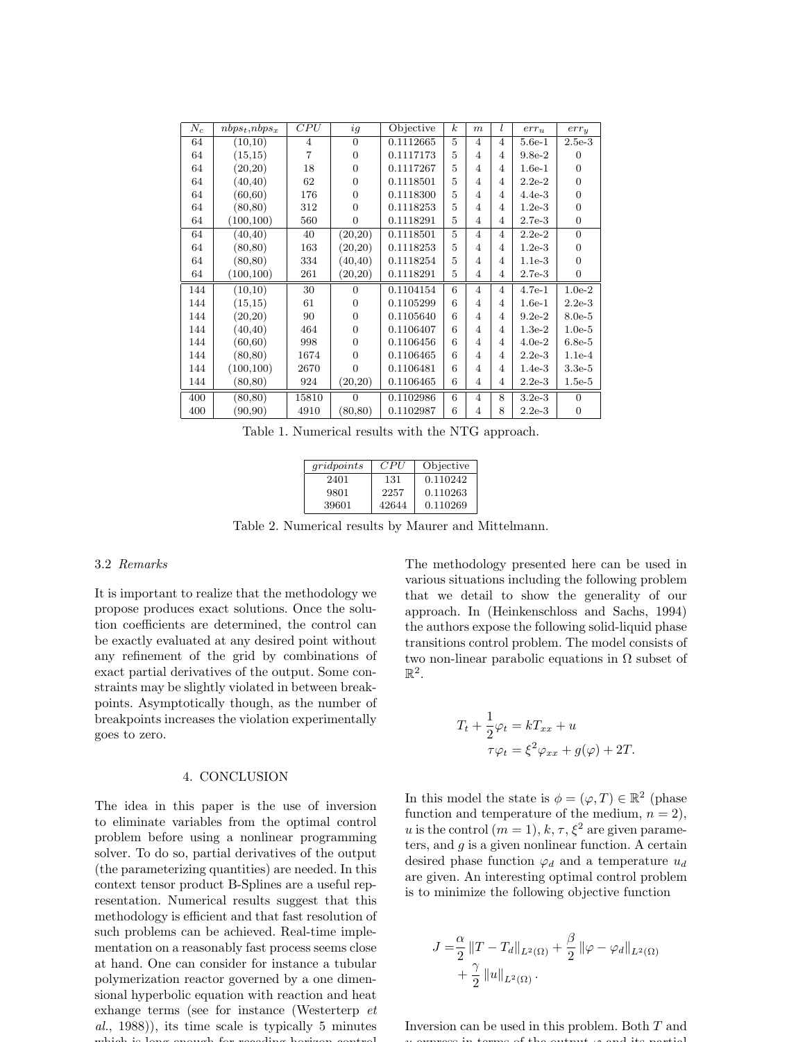| $N_c$ | $nbps_t$,$nbps_x$ | $CPU$ | $ig$ | Objective | $k$ | $m$ | $l$ | $err_u$ | $err_y$ |
|---|---|---|---|---|---|---|---|---|---|
| 64 | (10,10) | 4 | 0 | 0.1112665 | 5 | 4 | 4 | 5.6e-1 | 2.5e-3 |
| 64 | (15,15) | 7 | 0 | 0.1117173 | 5 | 4 | 4 | 9.8e-2 | 0 |
| 64 | (20,20) | 18 | 0 | 0.1117267 | 5 | 4 | 4 | 1.6e-1 | 0 |
| 64 | (40,40) | 62 | 0 | 0.1118501 | 5 | 4 | 4 | 2.2e-2 | 0 |
| 64 | (60,60) | 176 | 0 | 0.1118300 | 5 | 4 | 4 | 4.4e-3 | 0 |
| 64 | (80,80) | 312 | 0 | 0.1118253 | 5 | 4 | 4 | 1.2e-3 | 0 |
| 64 | (100,100) | 560 | 0 | 0.1118291 | 5 | 4 | 4 | 2.7e-3 | 0 |
| 64 | (40,40) | 40 | (20,20) | 0.1118501 | 5 | 4 | 4 | 2.2e-2 | 0 |
| 64 | (80,80) | 163 | (20,20) | 0.1118253 | 5 | 4 | 4 | 1.2e-3 | 0 |
| 64 | (80,80) | 334 | (40,40) | 0.1118254 | 5 | 4 | 4 | 1.1e-3 | 0 |
| 64 | (100,100) | 261 | (20,20) | 0.1118291 | 5 | 4 | 4 | 2.7e-3 | 0 |
| 144 | (10,10) | 30 | 0 | 0.1104154 | 6 | 4 | 4 | 4.7e-1 | 1.0e-2 |
| 144 | (15,15) | 61 | 0 | 0.1105299 | 6 | 4 | 4 | 1.6e-1 | 2.2e-3 |
| 144 | (20,20) | 90 | 0 | 0.1105640 | 6 | 4 | 4 | 9.2e-2 | 8.0e-5 |
| 144 | (40,40) | 464 | 0 | 0.1106407 | 6 | 4 | 4 | 1.3e-2 | 1.0e-5 |
| 144 | (60,60) | 998 | 0 | 0.1106456 | 6 | 4 | 4 | 4.0e-2 | 6.8e-5 |
| 144 | (80,80) | 1674 | 0 | 0.1106465 | 6 | 4 | 4 | 2.2e-3 | 1.1e-4 |
| 144 | (100,100) | 2670 | 0 | 0.1106481 | 6 | 4 | 4 | 1.4e-3 | 3.3e-5 |
| 144 | (80,80) | 924 | (20,20) | 0.1106465 | 6 | 4 | 4 | 2.2e-3 | 1.5e-5 |
| 400 | (80,80) | 15810 | 0 | 0.1102986 | 6 | 4 | 8 | 3.2e-3 | 0 |
| 400 | (90,90) | 4910 | (80,80) | 0.1102987 | 6 | 4 | 8 | 2.2e-3 | 0 |

Table 1. Numerical results with the NTG approach.

| $gridpoints$ | $CPU$ | Objective |
|---|---|---|
| 2401 | 131 | 0.110242 |
| 9801 | 2257 | 0.110263 |
| 39601 | 42644 | 0.110269 |

Table 2. Numerical results by Maurer and Mittelmann.

### 3.2 *Remarks*

It is important to realize that the methodology we propose produces exact solutions. Once the solution coefficients are determined, the control can be exactly evaluated at any desired point without any refinement of the grid by combinations of exact partial derivatives of the output. Some constraints may be slightly violated in between breakpoints. Asymptotically though, as the number of breakpoints increases the violation experimentally goes to zero.

## 4. CONCLUSION

The idea in this paper is the use of inversion to eliminate variables from the optimal control problem before using a nonlinear programming solver. To do so, partial derivatives of the output (the parameterizing quantities) are needed. In this context tensor product B-Splines are a useful representation. Numerical results suggest that this methodology is efficient and that fast resolution of such problems can be achieved. Real-time implementation on a reasonably fast process seems close at hand. One can consider for instance a tubular polymerization reactor governed by a one dimensional hyperbolic equation with reaction and heat exhange terms (see for instance (Westerterp *et al.*, 1988)), its time scale is typically 5 minutes which is long enough for receding horizon control

The methodology presented here can be used in various situations including the following problem that we detail to show the generality of our approach. In (Heinkenschloss and Sachs, 1994) the authors expose the following solid-liquid phase transitions control problem. The model consists of two non-linear parabolic equations in $\Omega$ subset of $\mathbb{R}^2$.

$$
\begin{aligned}
T_t + \frac{1}{2}\varphi_t &= kT_{xx} + u \\
\tau\varphi_t &= \xi^2\varphi_{xx} + g(\varphi) + 2T.
\end{aligned}
$$

In this model the state is $\phi = (\varphi, T) \in \mathbb{R}^2$ (phase function and temperature of the medium, $n = 2$), $u$ is the control ($m = 1$), $k$, $\tau$, $\xi^2$ are given parameters, and $g$ is a given nonlinear function. A certain desired phase function $\varphi_d$ and a temperature $u_d$ are given. An interesting optimal control problem is to minimize the following objective function

$$
\begin{aligned}
J = &\frac{\alpha}{2}\left\|T - T_d\right\|_{L^2(\Omega)} + \frac{\beta}{2}\left\|\varphi - \varphi_d\right\|_{L^2(\Omega)} \\
&+ \frac{\gamma}{2}\left\|u\right\|_{L^2(\Omega)}.
\end{aligned}
$$

Inversion can be used in this problem. Both $T$ and $u$ express in terms of the output $\varphi$ and its partial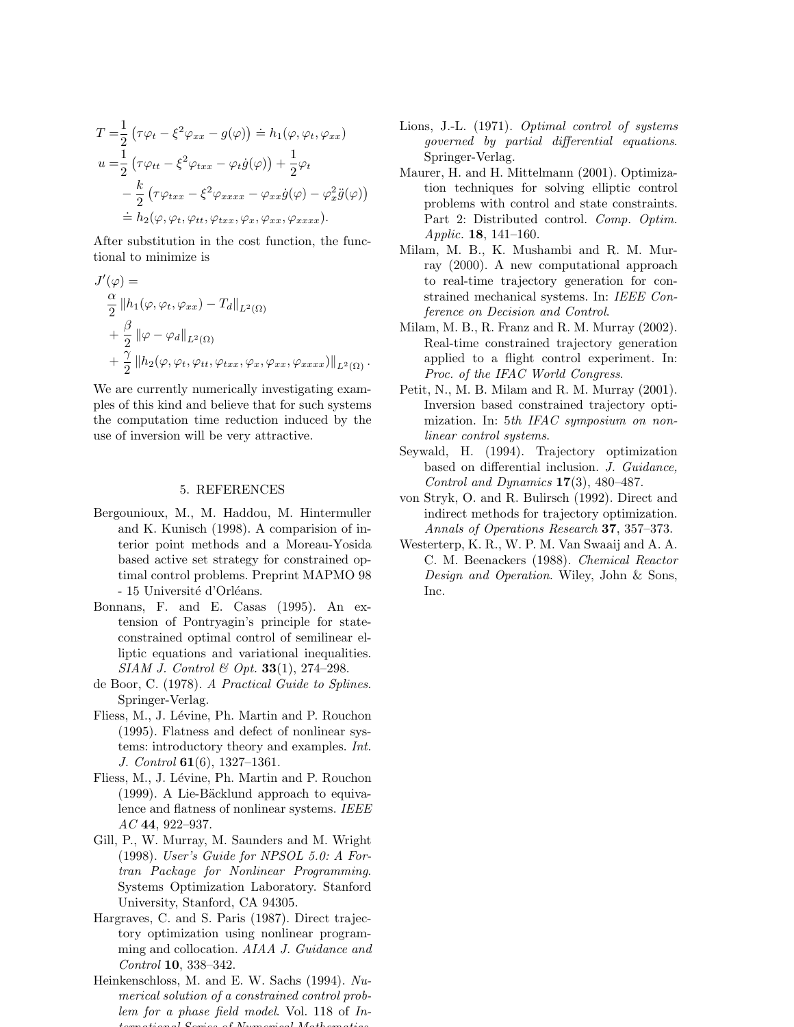$$
\begin{aligned}
T =& \frac{1}{2}\left(\tau\varphi_t - \xi^2\varphi_{xx} - g(\varphi)\right) \doteq h_1(\varphi, \varphi_t, \varphi_{xx}) \\
u =& \frac{1}{2}\left(\tau\varphi_{tt} - \xi^2\varphi_{txx} - \varphi_t\dot{g}(\varphi)\right) + \frac{1}{2}\varphi_t \\
& - \frac{k}{2}\left(\tau\varphi_{txx} - \xi^2\varphi_{xxxx} - \varphi_{xx}\dot{g}(\varphi) - \varphi_x^2\ddot{g}(\varphi)\right) \\
& \doteq h_2(\varphi, \varphi_t, \varphi_{tt}, \varphi_{txx}, \varphi_x, \varphi_{xx}, \varphi_{xxxx}).
\end{aligned}
$$

After substitution in the cost function, the functional to minimize is

$$
\begin{aligned}
& J'(\varphi) = \\
& \quad \frac{\alpha}{2}\left\|h_1(\varphi, \varphi_t, \varphi_{xx}) - T_d\right\|_{L^2(\Omega)} \\
& \quad + \frac{\beta}{2}\left\|\varphi - \varphi_d\right\|_{L^2(\Omega)} \\
& \quad + \frac{\gamma}{2}\left\|h_2(\varphi, \varphi_t, \varphi_{tt}, \varphi_{txx}, \varphi_x, \varphi_{xx}, \varphi_{xxxx})\right\|_{L^2(\Omega)}.
\end{aligned}
$$

We are currently numerically investigating examples of this kind and believe that for such systems the computation time reduction induced by the use of inversion will be very attractive.

## 5. REFERENCES

Bergounioux, M., M. Haddou, M. Hintermuller and K. Kunisch (1998). A comparision of interior point methods and a Moreau-Yosida based active set strategy for constrained optimal control problems. Preprint MAPMO 98 - 15 Université d'Orléans.

Bonnans, F. and E. Casas (1995). An extension of Pontryagin's principle for state-constrained optimal control of semilinear elliptic equations and variational inequalities. *SIAM J. Control & Opt.* **33**(1), 274–298.

de Boor, C. (1978). *A Practical Guide to Splines*. Springer-Verlag.

Fliess, M., J. Lévine, Ph. Martin and P. Rouchon (1995). Flatness and defect of nonlinear systems: introductory theory and examples. *Int. J. Control* **61**(6), 1327–1361.

Fliess, M., J. Lévine, Ph. Martin and P. Rouchon (1999). A Lie-Bäcklund approach to equivalence and flatness of nonlinear systems. *IEEE AC* **44**, 922–937.

Gill, P., W. Murray, M. Saunders and M. Wright (1998). *User's Guide for NPSOL 5.0: A Fortran Package for Nonlinear Programming*. Systems Optimization Laboratory. Stanford University, Stanford, CA 94305.

Hargraves, C. and S. Paris (1987). Direct trajectory optimization using nonlinear programming and collocation. *AIAA J. Guidance and Control* **10**, 338–342.

Heinkenschloss, M. and E. W. Sachs (1994). *Numerical solution of a constrained control problem for a phase field model*. Vol. 118 of *International Series of Numerical Mathematics*.

Lions, J.-L. (1971). *Optimal control of systems governed by partial differential equations*. Springer-Verlag.

Maurer, H. and H. Mittelmann (2001). Optimization techniques for solving elliptic control problems with control and state constraints. Part 2: Distributed control. *Comp. Optim. Applic.* **18**, 141–160.

Milam, M. B., K. Mushambi and R. M. Murray (2000). A new computational approach to real-time trajectory generation for constrained mechanical systems. In: *IEEE Conference on Decision and Control*.

Milam, M. B., R. Franz and R. M. Murray (2002). Real-time constrained trajectory generation applied to a flight control experiment. In: *Proc. of the IFAC World Congress*.

Petit, N., M. B. Milam and R. M. Murray (2001). Inversion based constrained trajectory optimization. In: *5th IFAC symposium on nonlinear control systems*.

Seywald, H. (1994). Trajectory optimization based on differential inclusion. *J. Guidance, Control and Dynamics* **17**(3), 480–487.

von Stryk, O. and R. Bulirsch (1992). Direct and indirect methods for trajectory optimization. *Annals of Operations Research* **37**, 357–373.

Westerterp, K. R., W. P. M. Van Swaaij and A. A. C. M. Beenackers (1988). *Chemical Reactor Design and Operation*. Wiley, John & Sons, Inc.